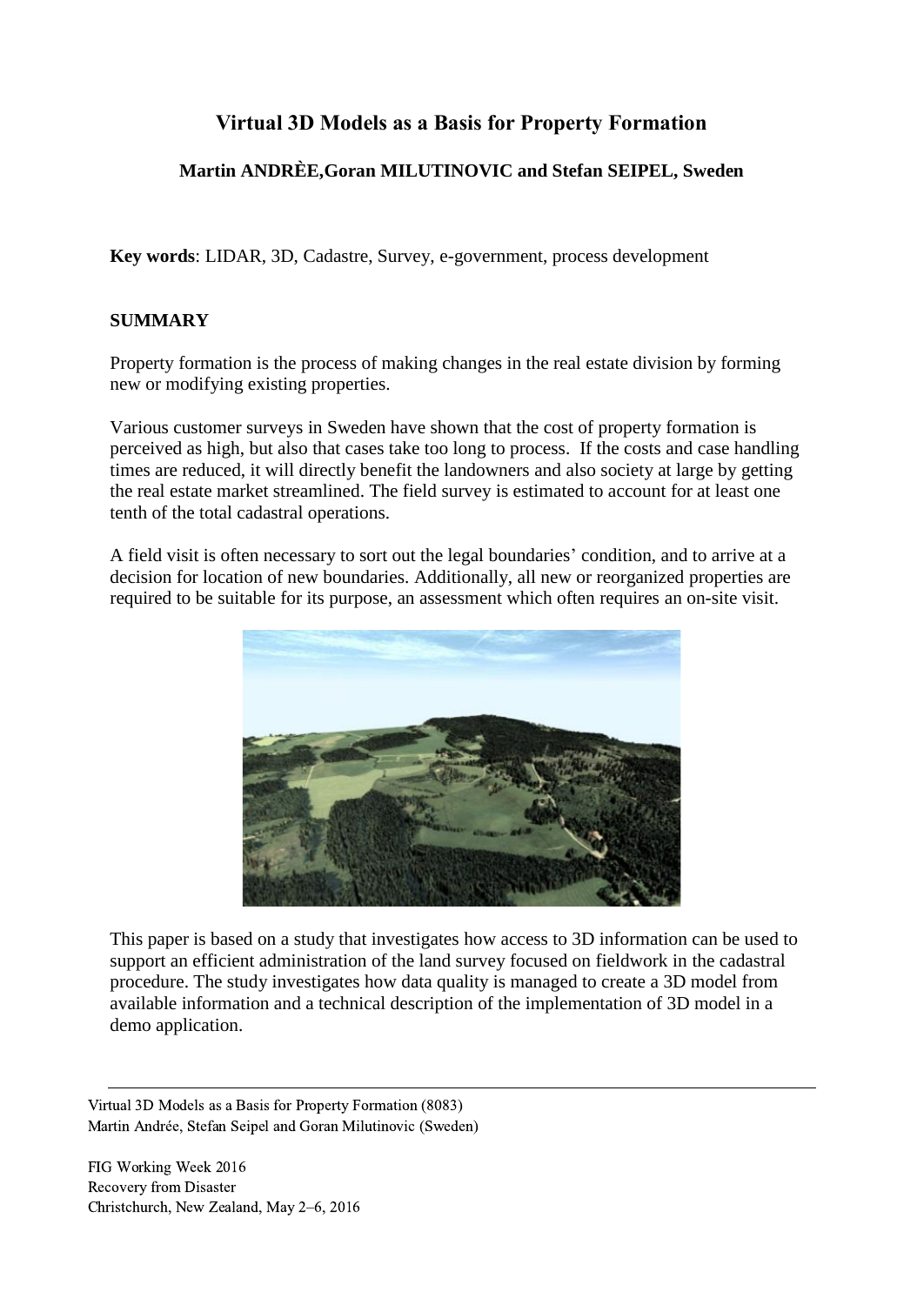# Virtual 3D Models as a Basis for Property Formation

**Martin ANDRÈE,Goran MILUTINOVIC and Stefan SEIPEL, Sweden**

**Key words**: LIDAR, 3D, Cadastre, Survey, e-government, process development

## SUMMARY

Property formation is the process of making changes in the real estate division by forming new or modifying existing properties.

Various customer surveys in Sweden have shown that the cost of property formation is perceived as high, but also that cases take too long to process. If the costs and case handling times are reduced, it will directly benefit the landowners and also society at large by getting the real estate market streamlined. The field survey is estimated to account for at least one tenth of the total cadastral operations.

A field visit is often necessary to sort out the legal boundaries' condition, and to arrive at a decision for location of new boundaries. Additionally, all new or reorganized properties are required to be suitable for its purpose, an assessment which often requires an on-site visit.

This paper is based on a study that investigates how access to 3D information can be used to support an efficient administration of the land survey focused on fieldwork in the cadastral procedure. The study investigates how data quality is managed to create a 3D model from available information and a technical description of the implementation of 3D model in a demo application.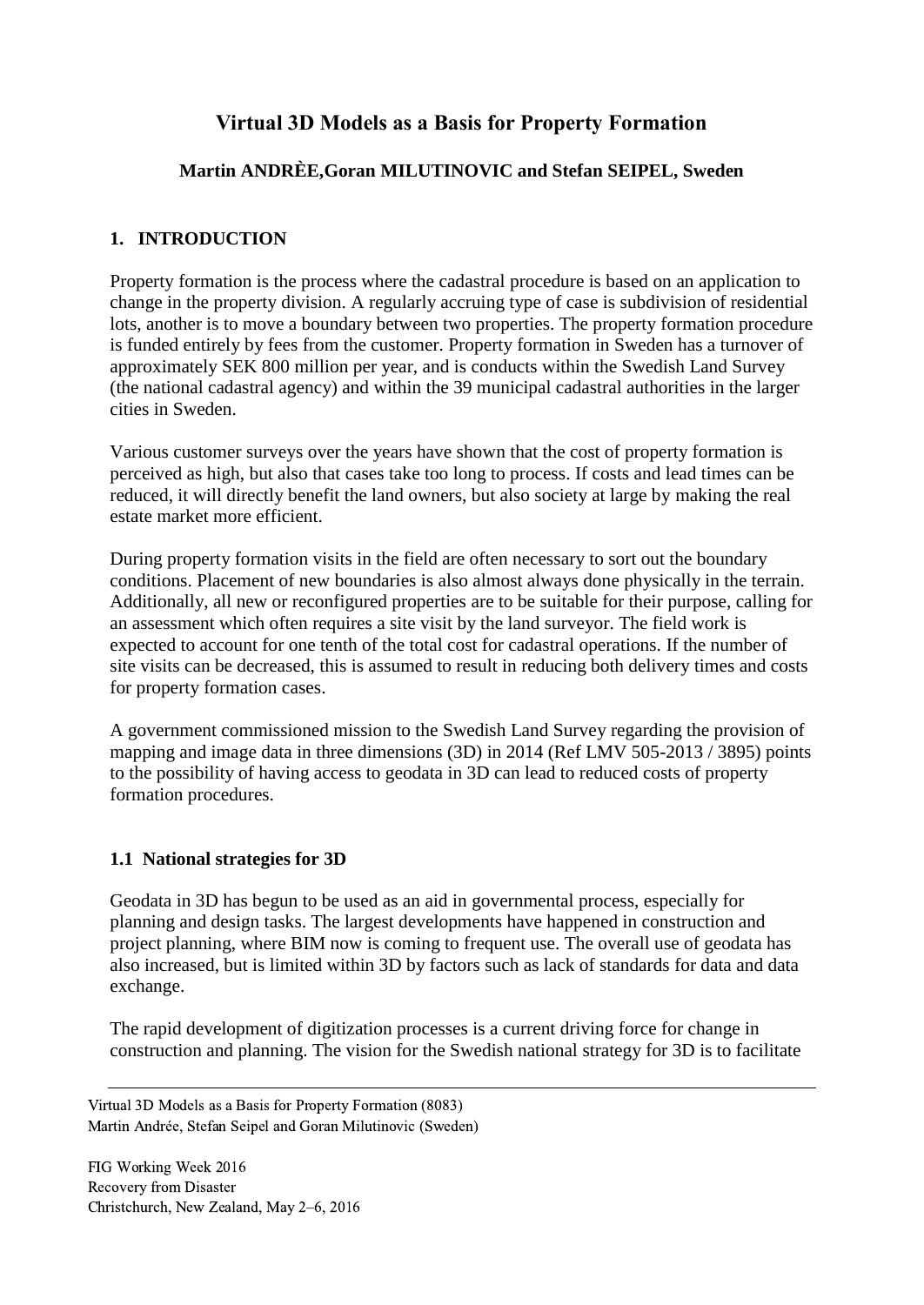# Virtual 3D Models as a Basis for Property Formation

**Martin ANDRÈE,Goran MILUTINOVIC and Stefan SEIPEL, Sweden**

## 1. INTRODUCTION

Property formation is the process where the cadastral procedure is based on an application to change in the property division. A regularly accruing type of case is subdivision of residential lots, another is to move a boundary between two properties. The property formation procedure is funded entirely by fees from the customer. Property formation in Sweden has a turnover of approximately SEK 800 million per year, and is conducts within the Swedish Land Survey (the national cadastral agency) and within the 39 municipal cadastral authorities in the larger cities in Sweden.

Various customer surveys over the years have shown that the cost of property formation is perceived as high, but also that cases take too long to process. If costs and lead times can be reduced, it will directly benefit the land owners, but also society at large by making the real estate market more efficient.

During property formation visits in the field are often necessary to sort out the boundary conditions. Placement of new boundaries is also almost always done physically in the terrain. Additionally, all new or reconfigured properties are to be suitable for their purpose, calling for an assessment which often requires a site visit by the land surveyor. The field work is expected to account for one tenth of the total cost for cadastral operations. If the number of site visits can be decreased, this is assumed to result in reducing both delivery times and costs for property formation cases.

A government commissioned mission to the Swedish Land Survey regarding the provision of mapping and image data in three dimensions (3D) in 2014 (Ref LMV 505-2013 / 3895) points to the possibility of having access to geodata in 3D can lead to reduced costs of property formation procedures.

### 1.1 National strategies for 3D

Geodata in 3D has begun to be used as an aid in governmental process, especially for planning and design tasks. The largest developments have happened in construction and project planning, where BIM now is coming to frequent use. The overall use of geodata has also increased, but is limited within 3D by factors such as lack of standards for data and data exchange.

The rapid development of digitization processes is a current driving force for change in construction and planning. The vision for the Swedish national strategy for 3D is to facilitate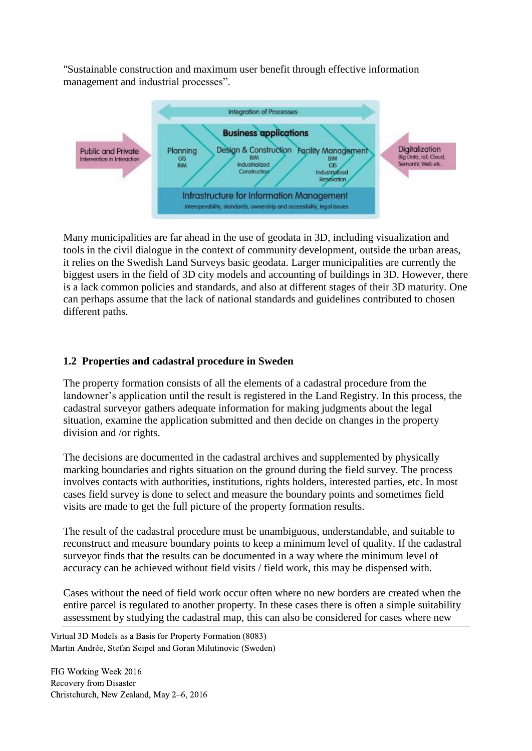"Sustainable construction and maximum user benefit through effective information management and industrial processes".

Many municipalities are far ahead in the use of geodata in 3D, including visualization and tools in the civil dialogue in the context of community development, outside the urban areas, it relies on the Swedish Land Surveys basic geodata. Larger municipalities are currently the biggest users in the field of 3D city models and accounting of buildings in 3D. However, there is a lack common policies and standards, and also at different stages of their 3D maturity. One can perhaps assume that the lack of national standards and guidelines contributed to chosen different paths.

### 1.2 Properties and cadastral procedure in Sweden

The property formation consists of all the elements of a cadastral procedure from the landowner's application until the result is registered in the Land Registry. In this process, the cadastral surveyor gathers adequate information for making judgments about the legal situation, examine the application submitted and then decide on changes in the property division and /or rights.

The decisions are documented in the cadastral archives and supplemented by physically marking boundaries and rights situation on the ground during the field survey. The process involves contacts with authorities, institutions, rights holders, interested parties, etc. In most cases field survey is done to select and measure the boundary points and sometimes field visits are made to get the full picture of the property formation results.

The result of the cadastral procedure must be unambiguous, understandable, and suitable to reconstruct and measure boundary points to keep a minimum level of quality. If the cadastral surveyor finds that the results can be documented in a way where the minimum level of accuracy can be achieved without field visits / field work, this may be dispensed with.

Cases without the need of field work occur often where no new borders are created when the entire parcel is regulated to another property. In these cases there is often a simple suitability assessment by studying the cadastral map, this can also be considered for cases where new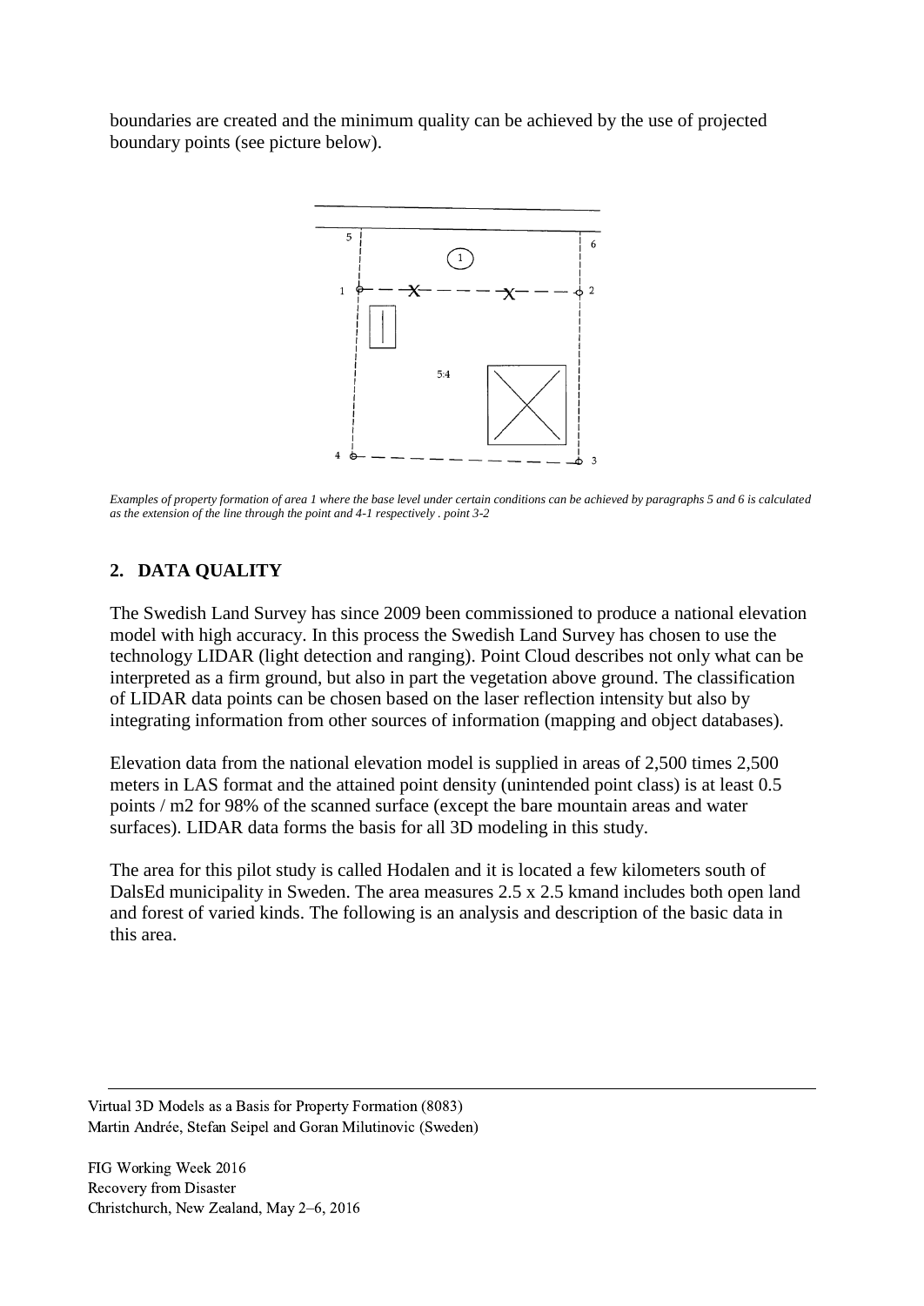boundaries are created and the minimum quality can be achieved by the use of projected boundary points (see picture below).

*Examples of property formation of area 1 where the base level under certain conditions can be achieved by paragraphs 5 and 6 is calculated as the extension of the line through the point and 4-1 respectively . point 3-2*

## 2. DATA QUALITY

The Swedish Land Survey has since 2009 been commissioned to produce a national elevation model with high accuracy. In this process the Swedish Land Survey has chosen to use the technology LIDAR (light detection and ranging). Point Cloud describes not only what can be interpreted as a firm ground, but also in part the vegetation above ground. The classification of LIDAR data points can be chosen based on the laser reflection intensity but also by integrating information from other sources of information (mapping and object databases).

Elevation data from the national elevation model is supplied in areas of 2,500 times 2,500 meters in LAS format and the attained point density (unintended point class) is at least 0.5 points / m2 for 98% of the scanned surface (except the bare mountain areas and water surfaces). LIDAR data forms the basis for all 3D modeling in this study.

The area for this pilot study is called Hodalen and it is located a few kilometers south of DalsEd municipality in Sweden. The area measures 2.5 x 2.5 kmand includes both open land and forest of varied kinds. The following is an analysis and description of the basic data in this area.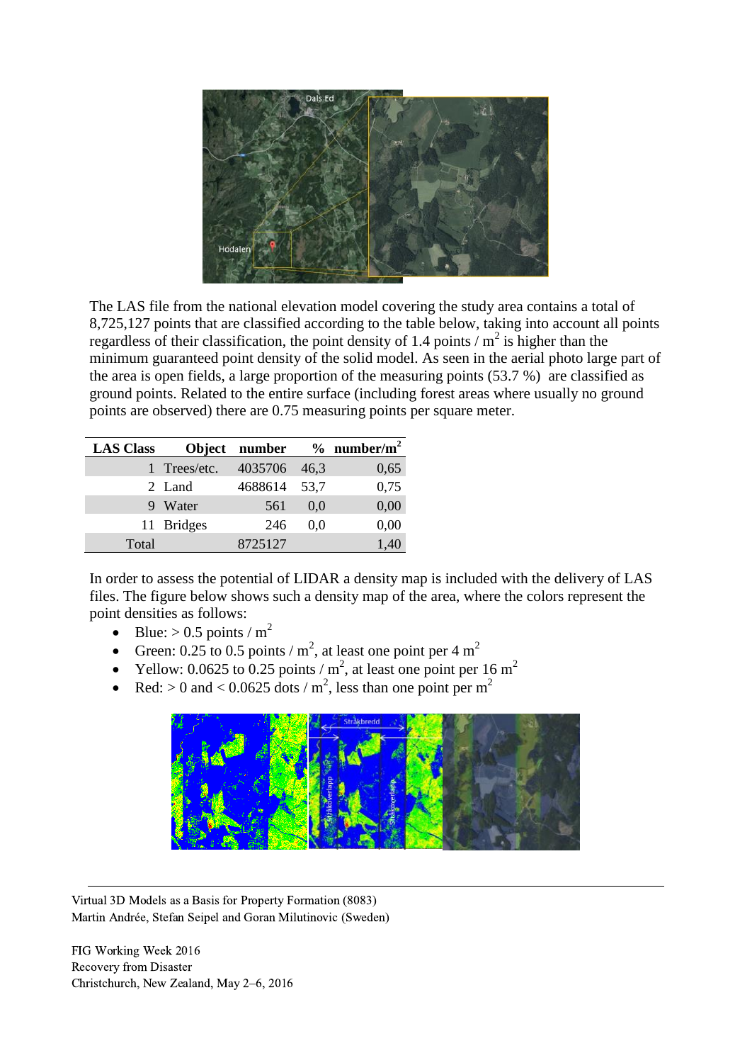The LAS file from the national elevation model covering the study area contains a total of 8,725,127 points that are classified according to the table below, taking into account all points regardless of their classification, the point density of 1.4 points / m$^2$ is higher than the minimum guaranteed point density of the solid model. As seen in the aerial photo large part of the area is open fields, a large proportion of the measuring points (53.7 %) are classified as ground points. Related to the entire surface (including forest areas where usually no ground points are observed) there are 0.75 measuring points per square meter.

| LAS Class | Object | number | % | number/m$^2$ |
|---|---|---|---|---|
| 1 | Trees/etc. | 4035706 | 46,3 | 0,65 |
| 2 | Land | 4688614 | 53,7 | 0,75 |
| 9 | Water | 561 | 0,0 | 0,00 |
| 11 | Bridges | 246 | 0,0 | 0,00 |
| Total | | 8725127 | | 1,40 |

In order to assess the potential of LIDAR a density map is included with the delivery of LAS files. The figure below shows such a density map of the area, where the colors represent the point densities as follows:

- Blue: > 0.5 points / m$^2$
- Green: 0.25 to 0.5 points / m$^2$, at least one point per 4 m$^2$
- Yellow: 0.0625 to 0.25 points / m$^2$, at least one point per 16 m$^2$
- Red: > 0 and < 0.0625 dots / m$^2$, less than one point per m$^2$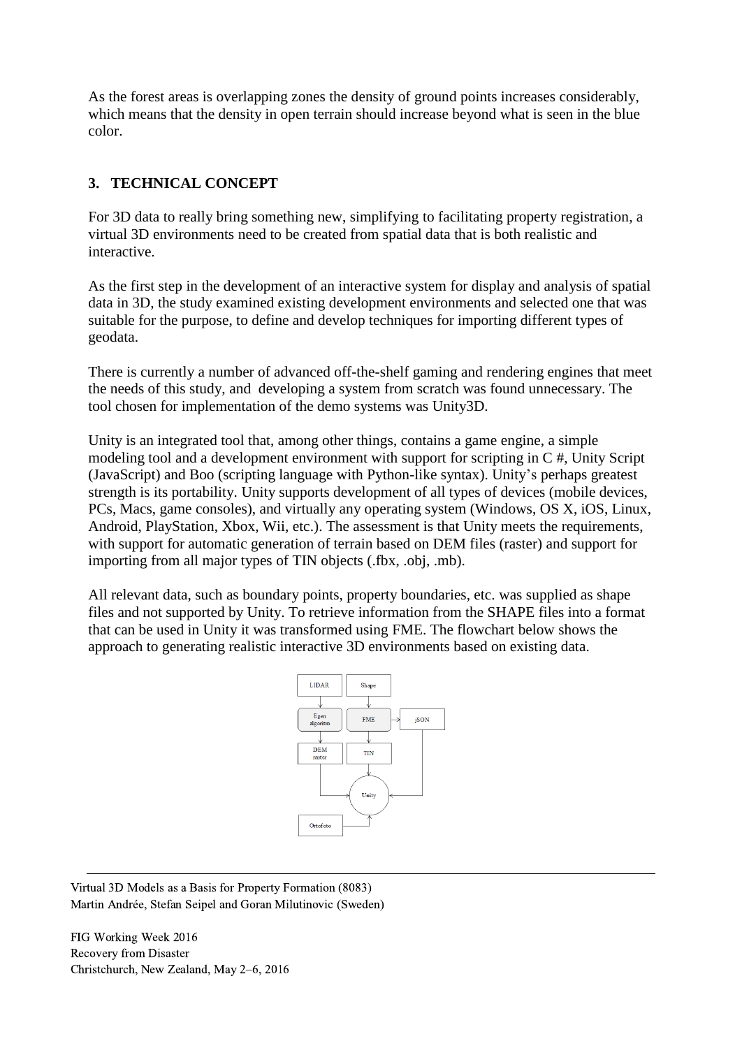As the forest areas is overlapping zones the density of ground points increases considerably, which means that the density in open terrain should increase beyond what is seen in the blue color.

## 3. TECHNICAL CONCEPT

For 3D data to really bring something new, simplifying to facilitating property registration, a virtual 3D environments need to be created from spatial data that is both realistic and interactive.

As the first step in the development of an interactive system for display and analysis of spatial data in 3D, the study examined existing development environments and selected one that was suitable for the purpose, to define and develop techniques for importing different types of geodata.

There is currently a number of advanced off-the-shelf gaming and rendering engines that meet the needs of this study, and developing a system from scratch was found unnecessary. The tool chosen for implementation of the demo systems was Unity3D.

Unity is an integrated tool that, among other things, contains a game engine, a simple modeling tool and a development environment with support for scripting in C #, Unity Script (JavaScript) and Boo (scripting language with Python-like syntax). Unity's perhaps greatest strength is its portability. Unity supports development of all types of devices (mobile devices, PCs, Macs, game consoles), and virtually any operating system (Windows, OS X, iOS, Linux, Android, PlayStation, Xbox, Wii, etc.). The assessment is that Unity meets the requirements, with support for automatic generation of terrain based on DEM files (raster) and support for importing from all major types of TIN objects (.fbx, .obj, .mb).

All relevant data, such as boundary points, property boundaries, etc. was supplied as shape files and not supported by Unity. To retrieve information from the SHAPE files into a format that can be used in Unity it was transformed using FME. The flowchart below shows the approach to generating realistic interactive 3D environments based on existing data.

LIDAR → Egen algoritm → DEM raster → Unity

Shape → FME → TIN → Unity

FME → jSON → Unity

Ortofoto → Unity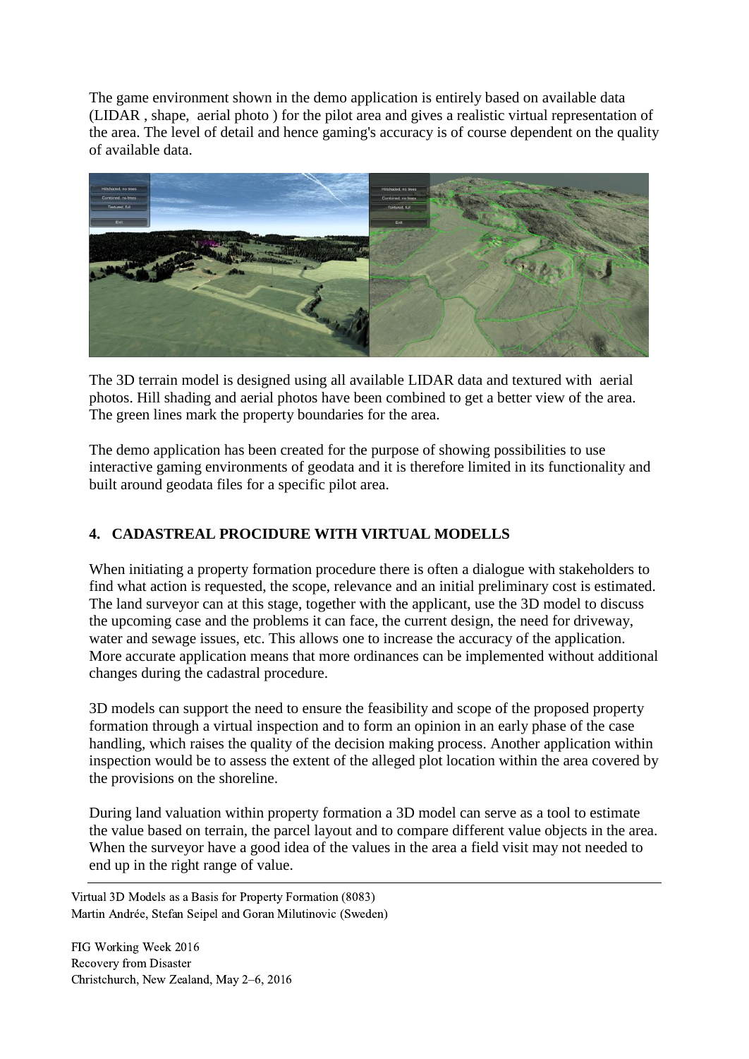The game environment shown in the demo application is entirely based on available data (LIDAR , shape, aerial photo ) for the pilot area and gives a realistic virtual representation of the area. The level of detail and hence gaming's accuracy is of course dependent on the quality of available data.

The 3D terrain model is designed using all available LIDAR data and textured with aerial photos. Hill shading and aerial photos have been combined to get a better view of the area. The green lines mark the property boundaries for the area.

The demo application has been created for the purpose of showing possibilities to use interactive gaming environments of geodata and it is therefore limited in its functionality and built around geodata files for a specific pilot area.

## 4. CADASTREAL PROCEDURE WITH VIRTUAL MODELLS

When initiating a property formation procedure there is often a dialogue with stakeholders to find what action is requested, the scope, relevance and an initial preliminary cost is estimated. The land surveyor can at this stage, together with the applicant, use the 3D model to discuss the upcoming case and the problems it can face, the current design, the need for driveway, water and sewage issues, etc. This allows one to increase the accuracy of the application. More accurate application means that more ordinances can be implemented without additional changes during the cadastral procedure.

3D models can support the need to ensure the feasibility and scope of the proposed property formation through a virtual inspection and to form an opinion in an early phase of the case handling, which raises the quality of the decision making process. Another application within inspection would be to assess the extent of the alleged plot location within the area covered by the provisions on the shoreline.

During land valuation within property formation a 3D model can serve as a tool to estimate the value based on terrain, the parcel layout and to compare different value objects in the area. When the surveyor have a good idea of the values in the area a field visit may not needed to end up in the right range of value.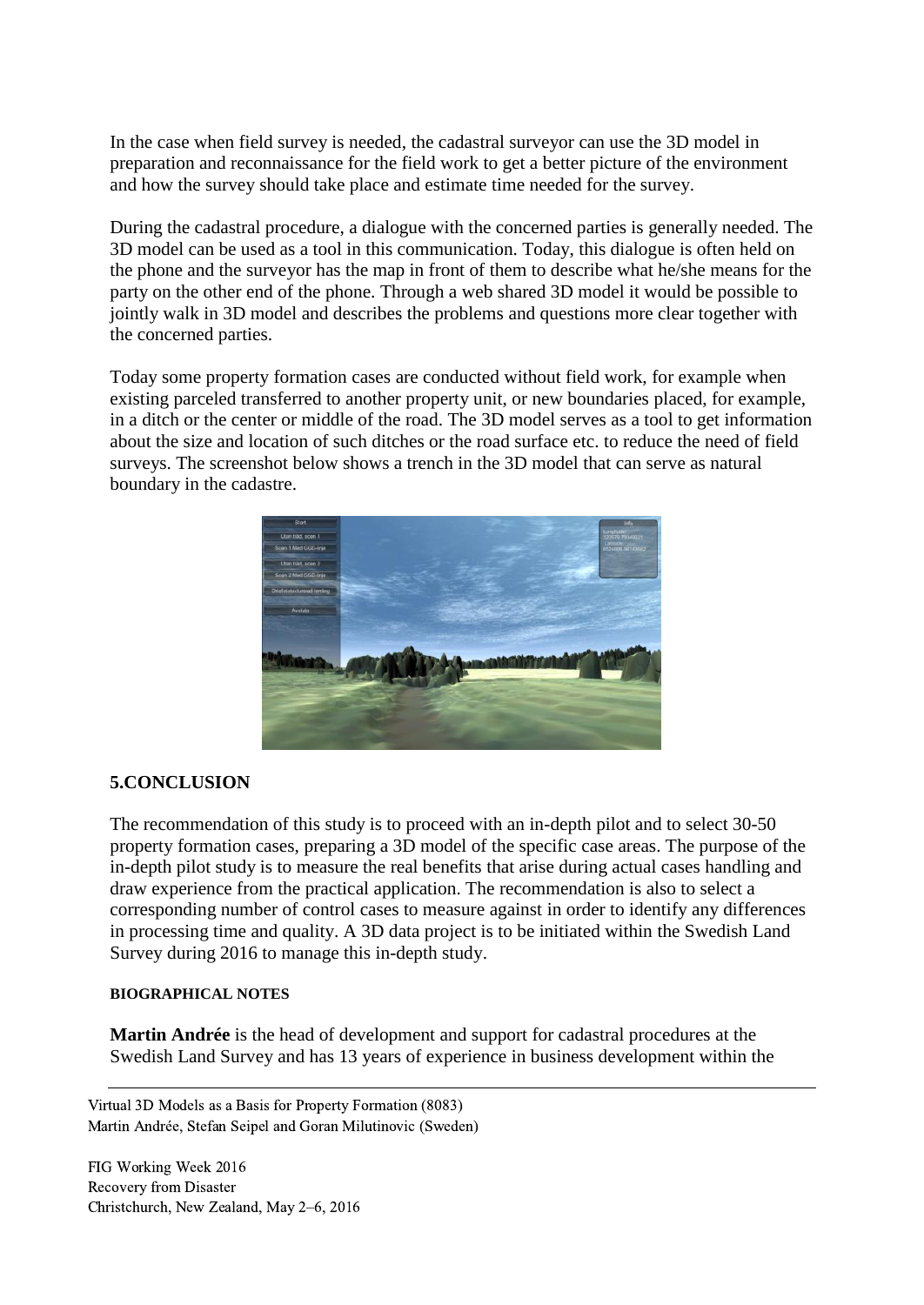In the case when field survey is needed, the cadastral surveyor can use the 3D model in preparation and reconnaissance for the field work to get a better picture of the environment and how the survey should take place and estimate time needed for the survey.

During the cadastral procedure, a dialogue with the concerned parties is generally needed. The 3D model can be used as a tool in this communication. Today, this dialogue is often held on the phone and the surveyor has the map in front of them to describe what he/she means for the party on the other end of the phone. Through a web shared 3D model it would be possible to jointly walk in 3D model and describes the problems and questions more clear together with the concerned parties.

Today some property formation cases are conducted without field work, for example when existing parceled transferred to another property unit, or new boundaries placed, for example, in a ditch or the center or middle of the road. The 3D model serves as a tool to get information about the size and location of such ditches or the road surface etc. to reduce the need of field surveys. The screenshot below shows a trench in the 3D model that can serve as natural boundary in the cadastre.

## 5.CONCLUSION

The recommendation of this study is to proceed with an in-depth pilot and to select 30-50 property formation cases, preparing a 3D model of the specific case areas. The purpose of the in-depth pilot study is to measure the real benefits that arise during actual cases handling and draw experience from the practical application. The recommendation is also to select a corresponding number of control cases to measure against in order to identify any differences in processing time and quality. A 3D data project is to be initiated within the Swedish Land Survey during 2016 to manage this in-depth study.

#### BIOGRAPHICAL NOTES

**Martin Andrée** is the head of development and support for cadastral procedures at the Swedish Land Survey and has 13 years of experience in business development within the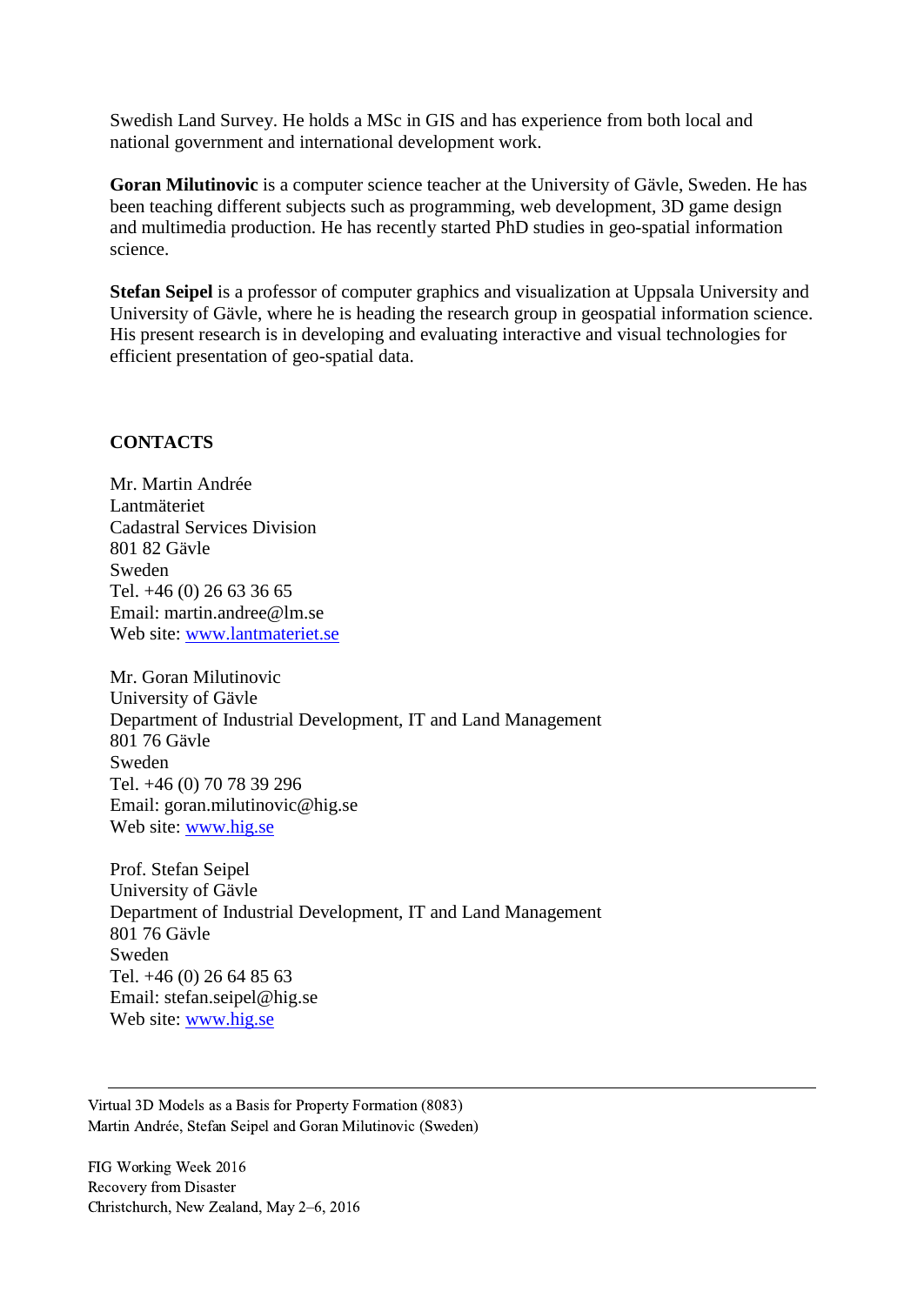Swedish Land Survey. He holds a MSc in GIS and has experience from both local and national government and international development work.

**Goran Milutinovic** is a computer science teacher at the University of Gävle, Sweden. He has been teaching different subjects such as programming, web development, 3D game design and multimedia production. He has recently started PhD studies in geo-spatial information science.

**Stefan Seipel** is a professor of computer graphics and visualization at Uppsala University and University of Gävle, where he is heading the research group in geospatial information science. His present research is in developing and evaluating interactive and visual technologies for efficient presentation of geo-spatial data.

## CONTACTS

Mr. Martin Andrée
Lantmäteriet
Cadastral Services Division
801 82 Gävle
Sweden
Tel. +46 (0) 26 63 36 65
Email: martin.andree@lm.se
Web site: www.lantmateriet.se

Mr. Goran Milutinovic
University of Gävle
Department of Industrial Development, IT and Land Management
801 76 Gävle
Sweden
Tel. +46 (0) 70 78 39 296
Email: goran.milutinovic@hig.se
Web site: www.hig.se

Prof. Stefan Seipel
University of Gävle
Department of Industrial Development, IT and Land Management
801 76 Gävle
Sweden
Tel. +46 (0) 26 64 85 63
Email: stefan.seipel@hig.se
Web site: www.hig.se